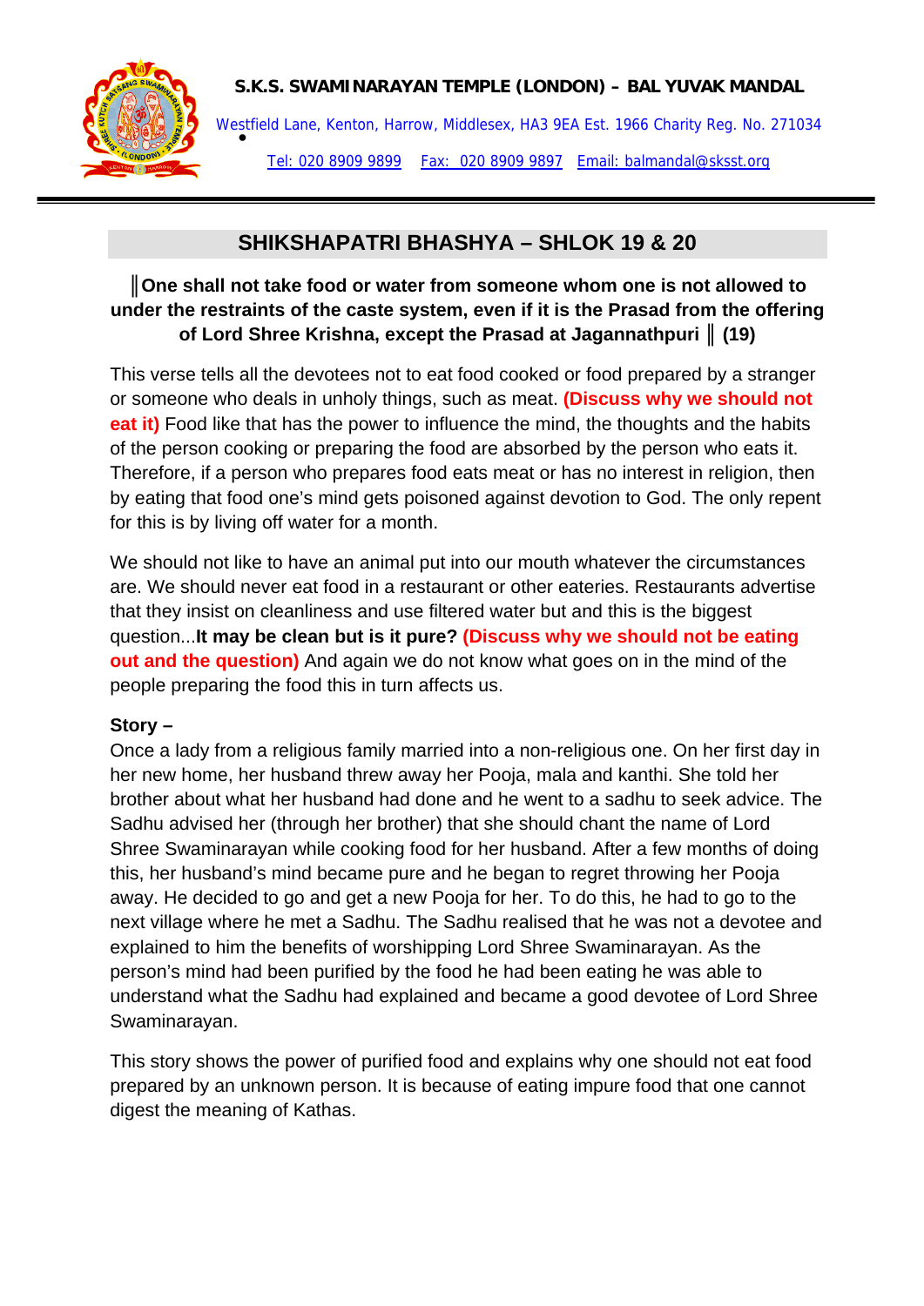**S.K.S. SWAMINARAYAN TEMPLE (LONDON) – BAL YUVAK MANDAL**

Westfield Lane, Kenton, Harrow, Middlesex, HA3 9EA Est. 1966 Charity Reg. No. 271034

Tel: 020 8909 9899 Fax: 020 8909 9897 Email: balmandal@sksst.org

## SHIKSHAPATRI BHASHYA – SHLOK 19 & 20

**║One shall not take food or water from someone whom one is not allowed to under the restraints of the caste system, even if it is the Prasad from the offering of Lord Shree Krishna, except the Prasad at Jagannathpuri ║ (19)**

This verse tells all the devotees not to eat food cooked or food prepared by a stranger or someone who deals in unholy things, such as meat. **(Discuss why we should not eat it)** Food like that has the power to influence the mind, the thoughts and the habits of the person cooking or preparing the food are absorbed by the person who eats it. Therefore, if a person who prepares food eats meat or has no interest in religion, then by eating that food one's mind gets poisoned against devotion to God. The only repent for this is by living off water for a month.

We should not like to have an animal put into our mouth whatever the circumstances are. We should never eat food in a restaurant or other eateries. Restaurants advertise that they insist on cleanliness and use filtered water but and this is the biggest question...**It may be clean but is it pure? (Discuss why we should not be eating out and the question)** And again we do not know what goes on in the mind of the people preparing the food this in turn affects us.

**Story –**
Once a lady from a religious family married into a non-religious one. On her first day in her new home, her husband threw away her Pooja, mala and kanthi. She told her brother about what her husband had done and he went to a sadhu to seek advice. The Sadhu advised her (through her brother) that she should chant the name of Lord Shree Swaminarayan while cooking food for her husband. After a few months of doing this, her husband's mind became pure and he began to regret throwing her Pooja away. He decided to go and get a new Pooja for her. To do this, he had to go to the next village where he met a Sadhu. The Sadhu realised that he was not a devotee and explained to him the benefits of worshipping Lord Shree Swaminarayan. As the person's mind had been purified by the food he had been eating he was able to understand what the Sadhu had explained and became a good devotee of Lord Shree Swaminarayan.

This story shows the power of purified food and explains why one should not eat food prepared by an unknown person. It is because of eating impure food that one cannot digest the meaning of Kathas.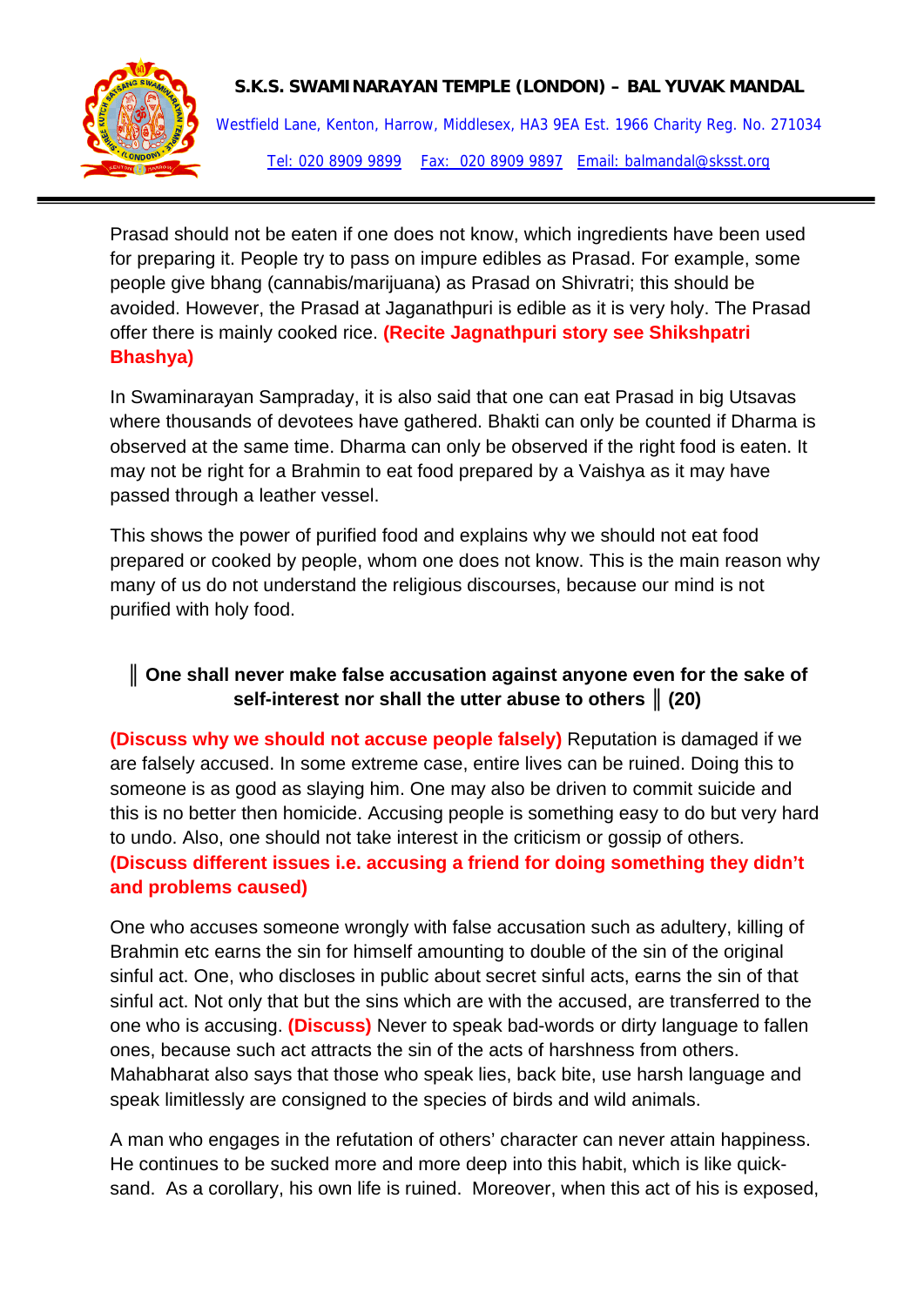Prasad should not be eaten if one does not know, which ingredients have been used for preparing it. People try to pass on impure edibles as Prasad. For example, some people give bhang (cannabis/marijuana) as Prasad on Shivratri; this should be avoided. However, the Prasad at Jaganathpuri is edible as it is very holy. The Prasad offer there is mainly cooked rice. **(Recite Jagnathpuri story see Shikshpatri Bhashya)**

In Swaminarayan Sampraday, it is also said that one can eat Prasad in big Utsavas where thousands of devotees have gathered. Bhakti can only be counted if Dharma is observed at the same time. Dharma can only be observed if the right food is eaten. It may not be right for a Brahmin to eat food prepared by a Vaishya as it may have passed through a leather vessel.

This shows the power of purified food and explains why we should not eat food prepared or cooked by people, whom one does not know. This is the main reason why many of us do not understand the religious discourses, because our mind is not purified with holy food.

**║ One shall never make false accusation against anyone even for the sake of self-interest nor shall the utter abuse to others ║ (20)**

**(Discuss why we should not accuse people falsely)** Reputation is damaged if we are falsely accused. In some extreme case, entire lives can be ruined. Doing this to someone is as good as slaying him. One may also be driven to commit suicide and this is no better then homicide. Accusing people is something easy to do but very hard to undo. Also, one should not take interest in the criticism or gossip of others. **(Discuss different issues i.e. accusing a friend for doing something they didn't and problems caused)**

One who accuses someone wrongly with false accusation such as adultery, killing of Brahmin etc earns the sin for himself amounting to double of the sin of the original sinful act. One, who discloses in public about secret sinful acts, earns the sin of that sinful act. Not only that but the sins which are with the accused, are transferred to the one who is accusing. **(Discuss)** Never to speak bad-words or dirty language to fallen ones, because such act attracts the sin of the acts of harshness from others. Mahabharat also says that those who speak lies, back bite, use harsh language and speak limitlessly are consigned to the species of birds and wild animals.

A man who engages in the refutation of others' character can never attain happiness. He continues to be sucked more and more deep into this habit, which is like quick-sand. As a corollary, his own life is ruined. Moreover, when this act of his is exposed,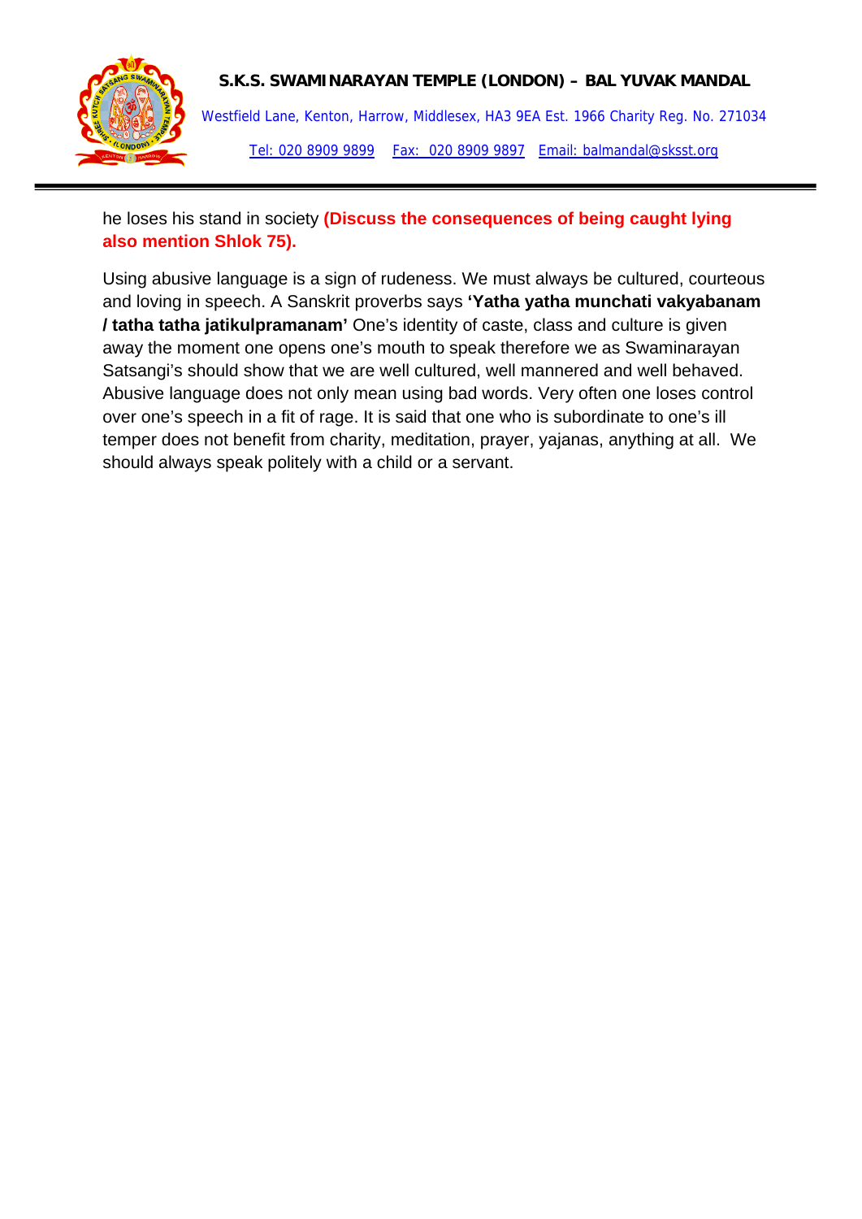he loses his stand in society **(Discuss the consequences of being caught lying also mention Shlok 75).**

Using abusive language is a sign of rudeness. We must always be cultured, courteous and loving in speech. A Sanskrit proverbs says **'Yatha yatha munchati vakyabanam / tatha tatha jatikulpramanam'** One's identity of caste, class and culture is given away the moment one opens one's mouth to speak therefore we as Swaminarayan Satsangi's should show that we are well cultured, well mannered and well behaved. Abusive language does not only mean using bad words. Very often one loses control over one's speech in a fit of rage. It is said that one who is subordinate to one's ill temper does not benefit from charity, meditation, prayer, yajanas, anything at all. We should always speak politely with a child or a servant.